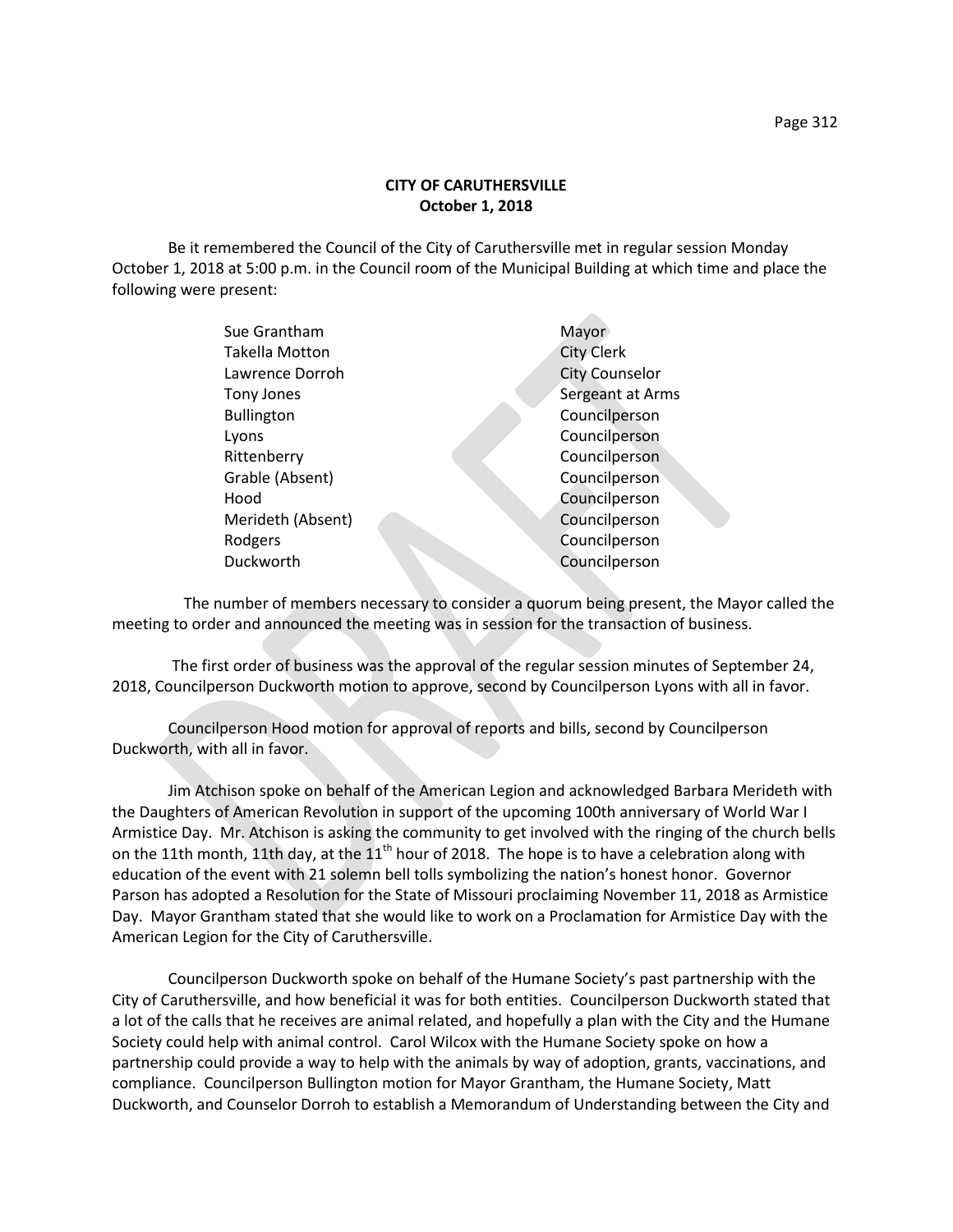**CITY OF CARUTHERSVILLE**
**October 1, 2018**

Be it remembered the Council of the City of Caruthersville met in regular session Monday October 1, 2018 at 5:00 p.m. in the Council room of the Municipal Building at which time and place the following were present:

| | |
|---|---|
| Sue Grantham | Mayor |
| Takella Motton | City Clerk |
| Lawrence Dorroh | City Counselor |
| Tony Jones | Sergeant at Arms |
| Bullington | Councilperson |
| Lyons | Councilperson |
| Rittenberry | Councilperson |
| Grable (Absent) | Councilperson |
| Hood | Councilperson |
| Merideth (Absent) | Councilperson |
| Rodgers | Councilperson |
| Duckworth | Councilperson |

The number of members necessary to consider a quorum being present, the Mayor called the meeting to order and announced the meeting was in session for the transaction of business.

The first order of business was the approval of the regular session minutes of September 24, 2018, Councilperson Duckworth motion to approve, second by Councilperson Lyons with all in favor.

Councilperson Hood motion for approval of reports and bills, second by Councilperson Duckworth, with all in favor.

Jim Atchison spoke on behalf of the American Legion and acknowledged Barbara Merideth with the Daughters of American Revolution in support of the upcoming 100th anniversary of World War I Armistice Day. Mr. Atchison is asking the community to get involved with the ringing of the church bells on the 11th month, 11th day, at the 11th hour of 2018. The hope is to have a celebration along with education of the event with 21 solemn bell tolls symbolizing the nation's honest honor. Governor Parson has adopted a Resolution for the State of Missouri proclaiming November 11, 2018 as Armistice Day. Mayor Grantham stated that she would like to work on a Proclamation for Armistice Day with the American Legion for the City of Caruthersville.

Councilperson Duckworth spoke on behalf of the Humane Society's past partnership with the City of Caruthersville, and how beneficial it was for both entities. Councilperson Duckworth stated that a lot of the calls that he receives are animal related, and hopefully a plan with the City and the Humane Society could help with animal control. Carol Wilcox with the Humane Society spoke on how a partnership could provide a way to help with the animals by way of adoption, grants, vaccinations, and compliance. Councilperson Bullington motion for Mayor Grantham, the Humane Society, Matt Duckworth, and Counselor Dorroh to establish a Memorandum of Understanding between the City and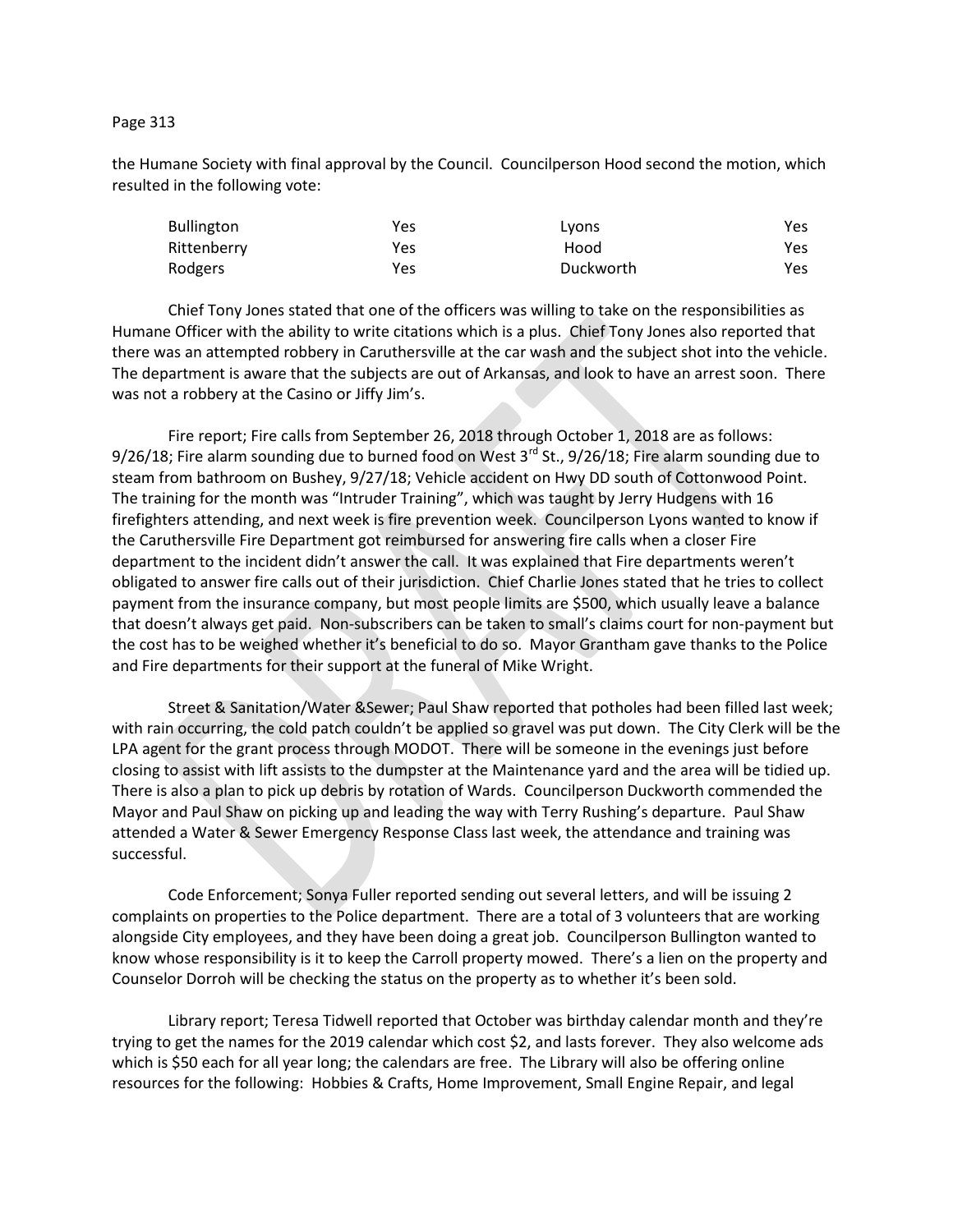the Humane Society with final approval by the Council. Councilperson Hood second the motion, which resulted in the following vote:

| | | | |
|---|---|---|---|
| Bullington | Yes | Lyons | Yes |
| Rittenberry | Yes | Hood | Yes |
| Rodgers | Yes | Duckworth | Yes |

Chief Tony Jones stated that one of the officers was willing to take on the responsibilities as Humane Officer with the ability to write citations which is a plus. Chief Tony Jones also reported that there was an attempted robbery in Caruthersville at the car wash and the subject shot into the vehicle. The department is aware that the subjects are out of Arkansas, and look to have an arrest soon. There was not a robbery at the Casino or Jiffy Jim's.

Fire report; Fire calls from September 26, 2018 through October 1, 2018 are as follows: 9/26/18; Fire alarm sounding due to burned food on West 3rd St., 9/26/18; Fire alarm sounding due to steam from bathroom on Bushey, 9/27/18; Vehicle accident on Hwy DD south of Cottonwood Point. The training for the month was "Intruder Training", which was taught by Jerry Hudgens with 16 firefighters attending, and next week is fire prevention week. Councilperson Lyons wanted to know if the Caruthersville Fire Department got reimbursed for answering fire calls when a closer Fire department to the incident didn't answer the call. It was explained that Fire departments weren't obligated to answer fire calls out of their jurisdiction. Chief Charlie Jones stated that he tries to collect payment from the insurance company, but most people limits are $500, which usually leave a balance that doesn't always get paid. Non-subscribers can be taken to small's claims court for non-payment but the cost has to be weighed whether it's beneficial to do so. Mayor Grantham gave thanks to the Police and Fire departments for their support at the funeral of Mike Wright.

Street & Sanitation/Water &Sewer; Paul Shaw reported that potholes had been filled last week; with rain occurring, the cold patch couldn't be applied so gravel was put down. The City Clerk will be the LPA agent for the grant process through MODOT. There will be someone in the evenings just before closing to assist with lift assists to the dumpster at the Maintenance yard and the area will be tidied up. There is also a plan to pick up debris by rotation of Wards. Councilperson Duckworth commended the Mayor and Paul Shaw on picking up and leading the way with Terry Rushing's departure. Paul Shaw attended a Water & Sewer Emergency Response Class last week, the attendance and training was successful.

Code Enforcement; Sonya Fuller reported sending out several letters, and will be issuing 2 complaints on properties to the Police department. There are a total of 3 volunteers that are working alongside City employees, and they have been doing a great job. Councilperson Bullington wanted to know whose responsibility is it to keep the Carroll property mowed. There's a lien on the property and Counselor Dorroh will be checking the status on the property as to whether it's been sold.

Library report; Teresa Tidwell reported that October was birthday calendar month and they're trying to get the names for the 2019 calendar which cost $2, and lasts forever. They also welcome ads which is $50 each for all year long; the calendars are free. The Library will also be offering online resources for the following: Hobbies & Crafts, Home Improvement, Small Engine Repair, and legal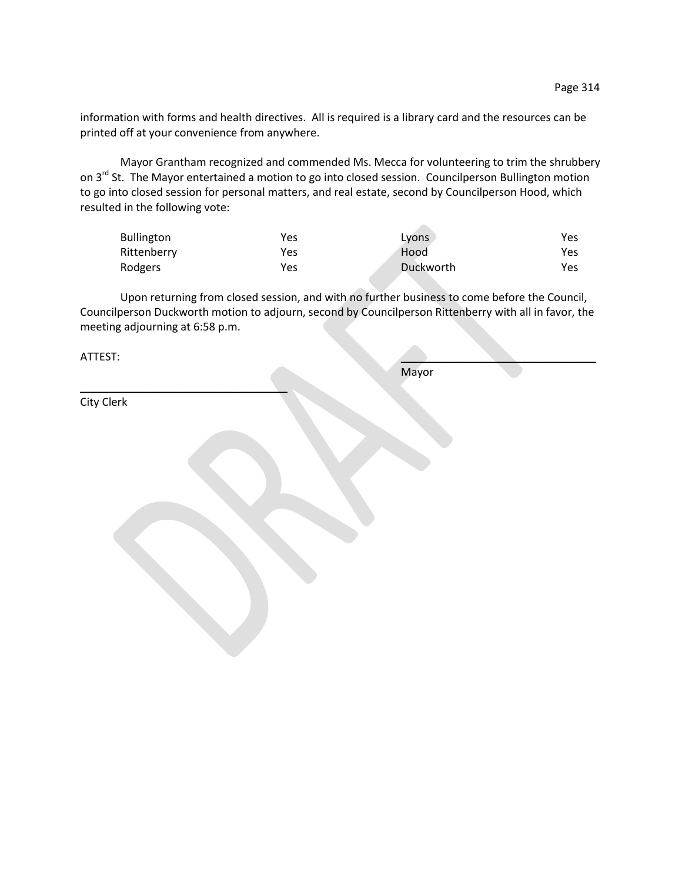information with forms and health directives. All is required is a library card and the resources can be printed off at your convenience from anywhere.

Mayor Grantham recognized and commended Ms. Mecca for volunteering to trim the shrubbery on 3rd St. The Mayor entertained a motion to go into closed session. Councilperson Bullington motion to go into closed session for personal matters, and real estate, second by Councilperson Hood, which resulted in the following vote:

| | | | |
|---|---|---|---|
| Bullington | Yes | Lyons | Yes |
| Rittenberry | Yes | Hood | Yes |
| Rodgers | Yes | Duckworth | Yes |

Upon returning from closed session, and with no further business to come before the Council, Councilperson Duckworth motion to adjourn, second by Councilperson Rittenberry with all in favor, the meeting adjourning at 6:58 p.m.

ATTEST:

_______________________________
Mayor

_______________________________
City Clerk